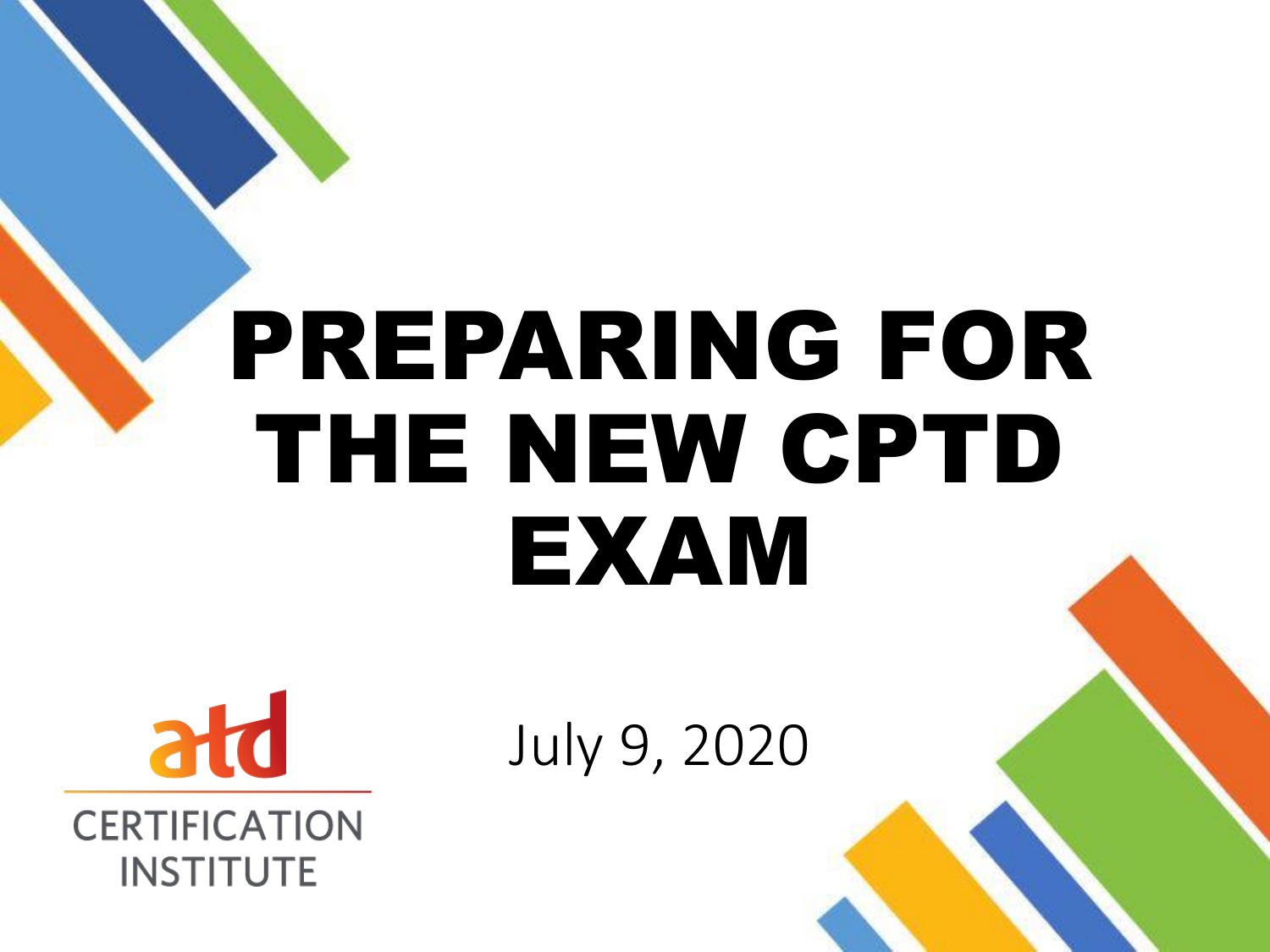# PREPARING FOR THE NEW CPTD EXAM

atd CERTIFICATION INSTITUTE

July 9, 2020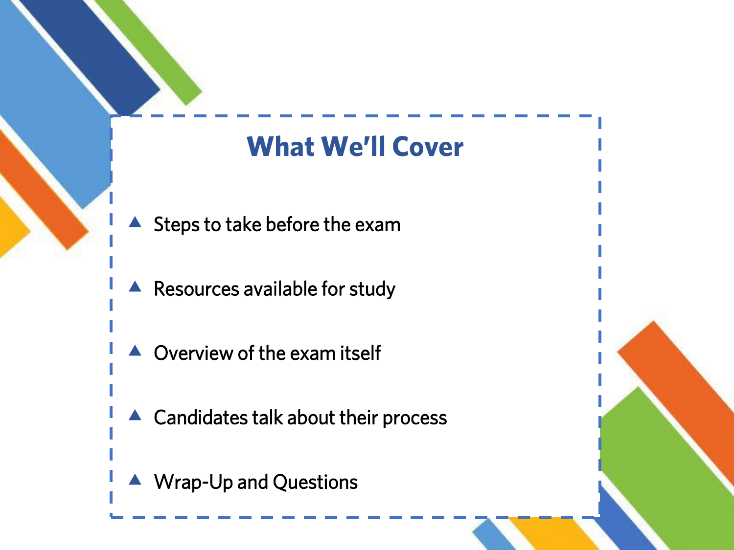# What We'll Cover

- Steps to take before the exam
- Resources available for study
- Overview of the exam itself
- Candidates talk about their process
- Wrap-Up and Questions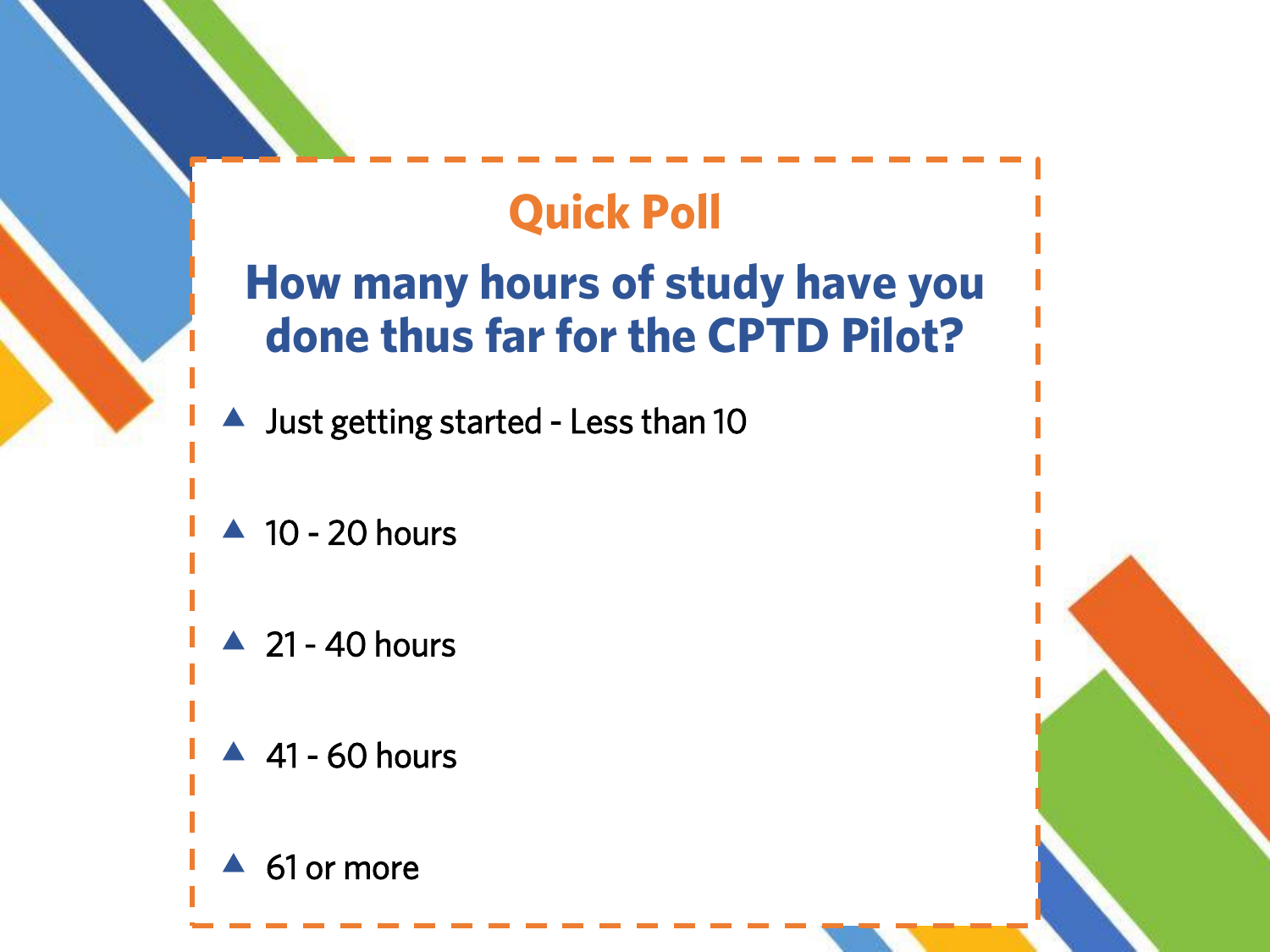## Quick Poll

### How many hours of study have you done thus far for the CPTD Pilot?

- Just getting started - Less than 10
- 10 - 20 hours
- 21 - 40 hours
- 41 - 60 hours
- 61 or more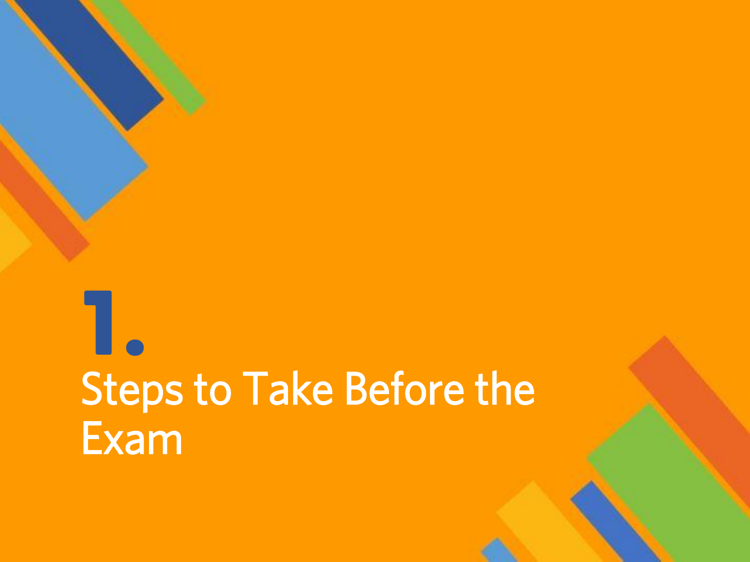# 1.

## Steps to Take Before the Exam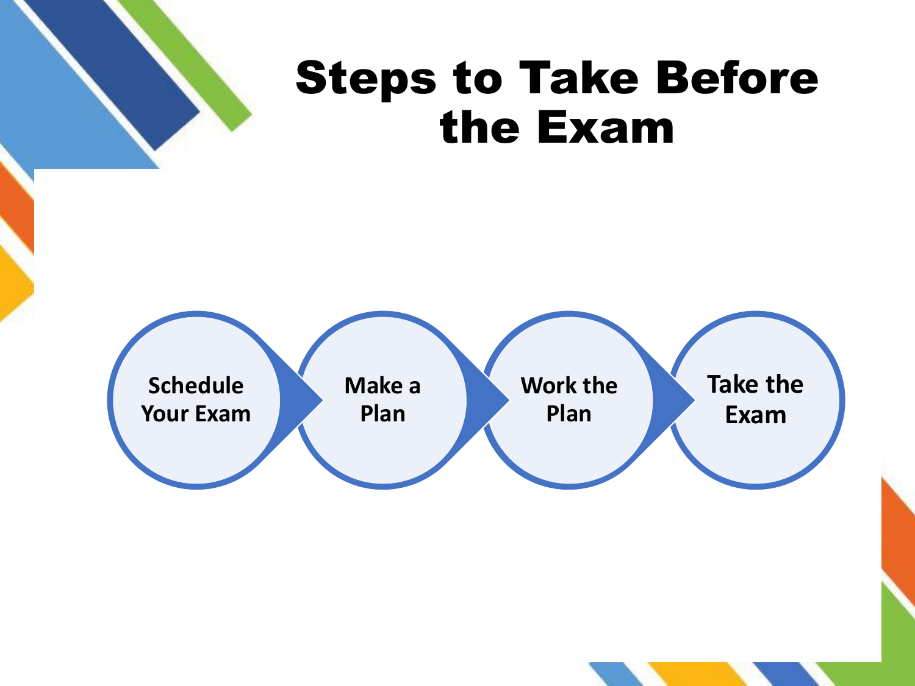# Steps to Take Before the Exam

1. Schedule Your Exam
2. Make a Plan
3. Work the Plan
4. Take the Exam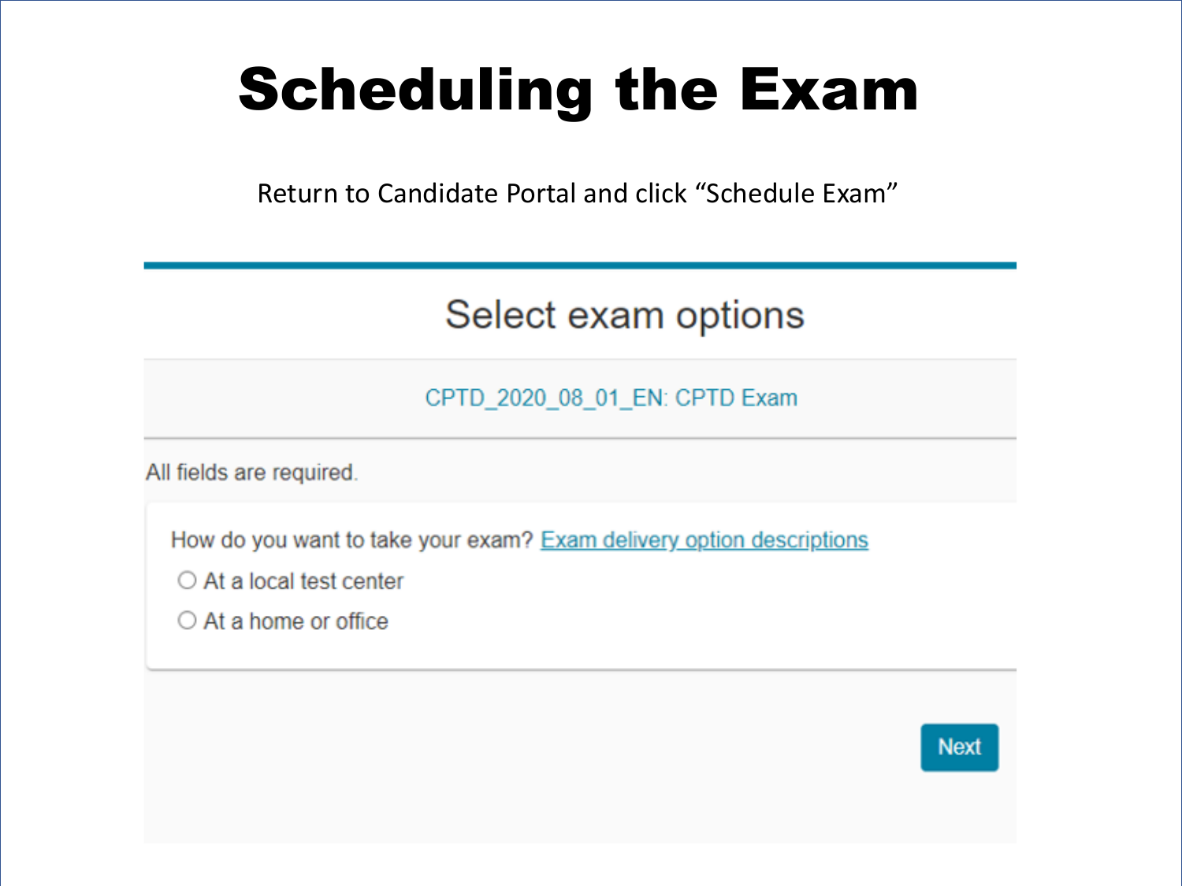# Scheduling the Exam

Return to Candidate Portal and click "Schedule Exam"

## Select exam options

CPTD_2020_08_01_EN: CPTD Exam

All fields are required.

How do you want to take your exam? Exam delivery option descriptions

- ○ At a local test center
- ○ At a home or office

Next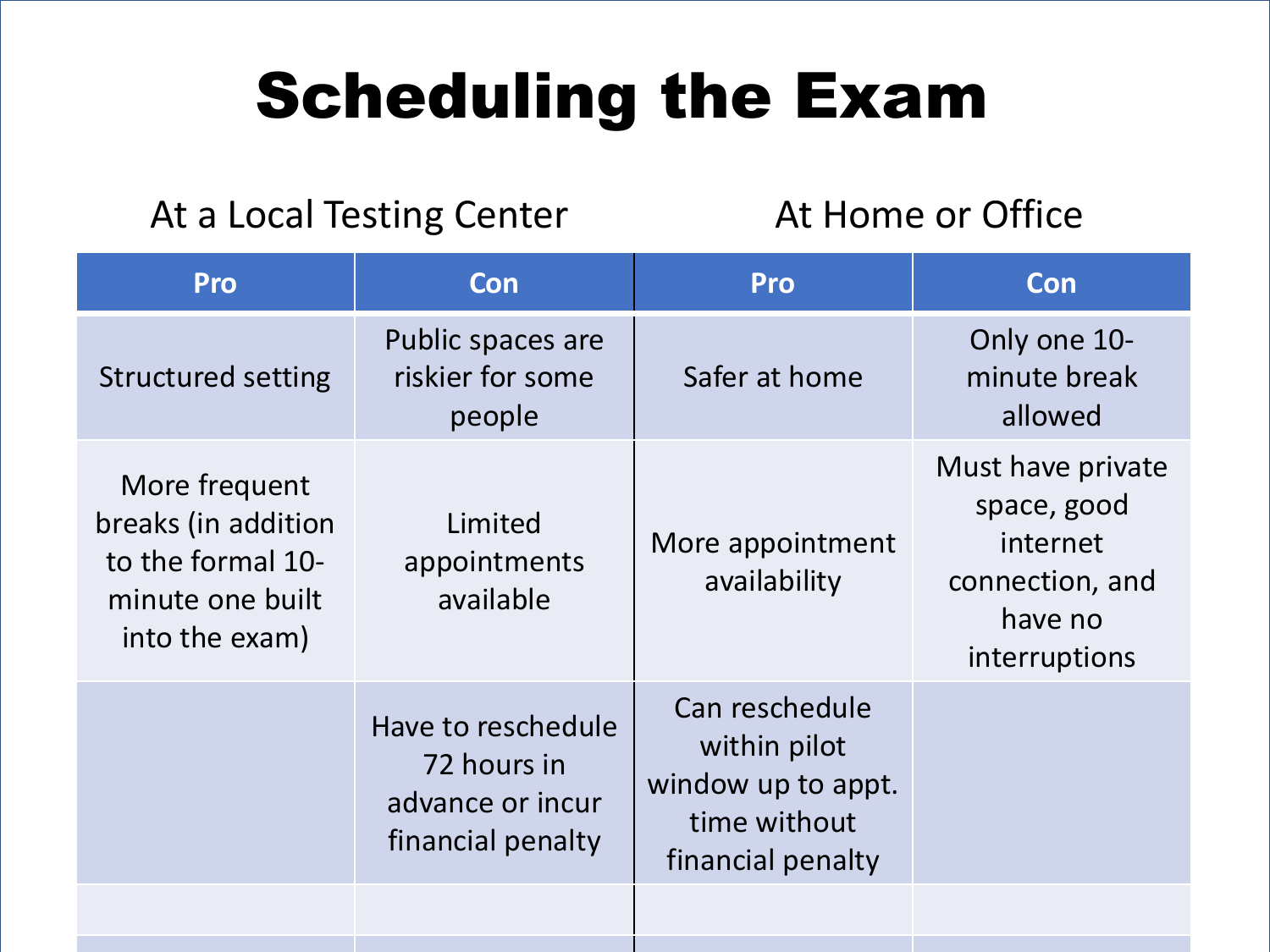# Scheduling the Exam

| At a Local Testing Center | | At Home or Office | |
|---|---|---|---|
| **Pro** | **Con** | **Pro** | **Con** |
| Structured setting | Public spaces are riskier for some people | Safer at home | Only one 10-minute break allowed |
| More frequent breaks (in addition to the formal 10-minute one built into the exam) | Limited appointments available | More appointment availability | Must have private space, good internet connection, and have no interruptions |
| | Have to reschedule 72 hours in advance or incur financial penalty | Can reschedule within pilot window up to appt. time without financial penalty | |
| | | | |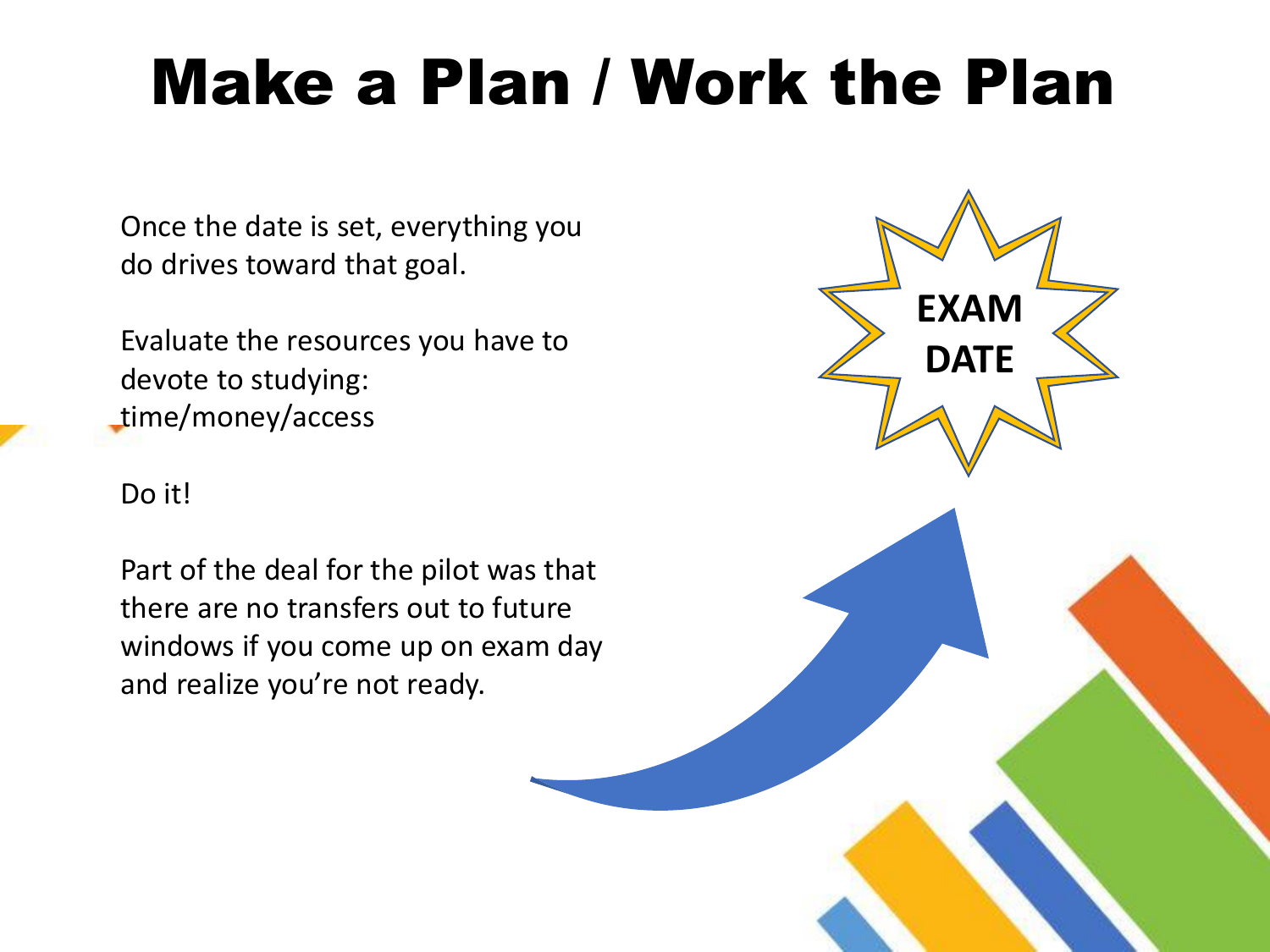# Make a Plan / Work the Plan

Once the date is set, everything you do drives toward that goal.

Evaluate the resources you have to devote to studying: time/money/access

Do it!

Part of the deal for the pilot was that there are no transfers out to future windows if you come up on exam day and realize you're not ready.

EXAM DATE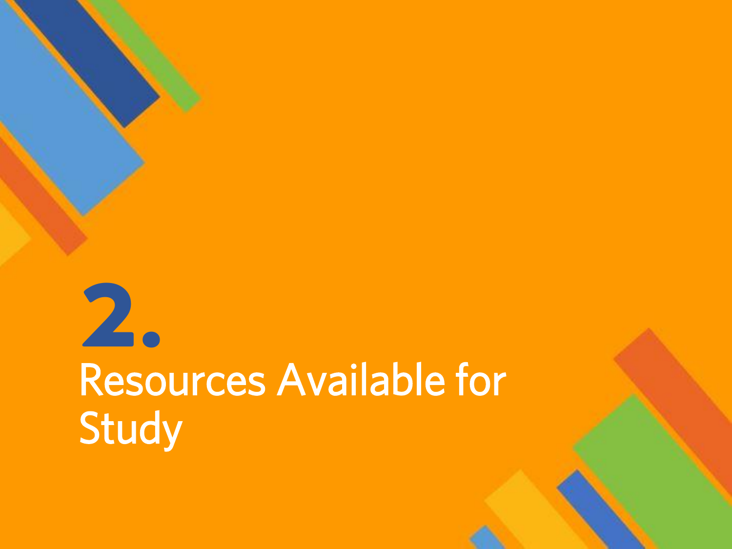# 2.

# Resources Available for Study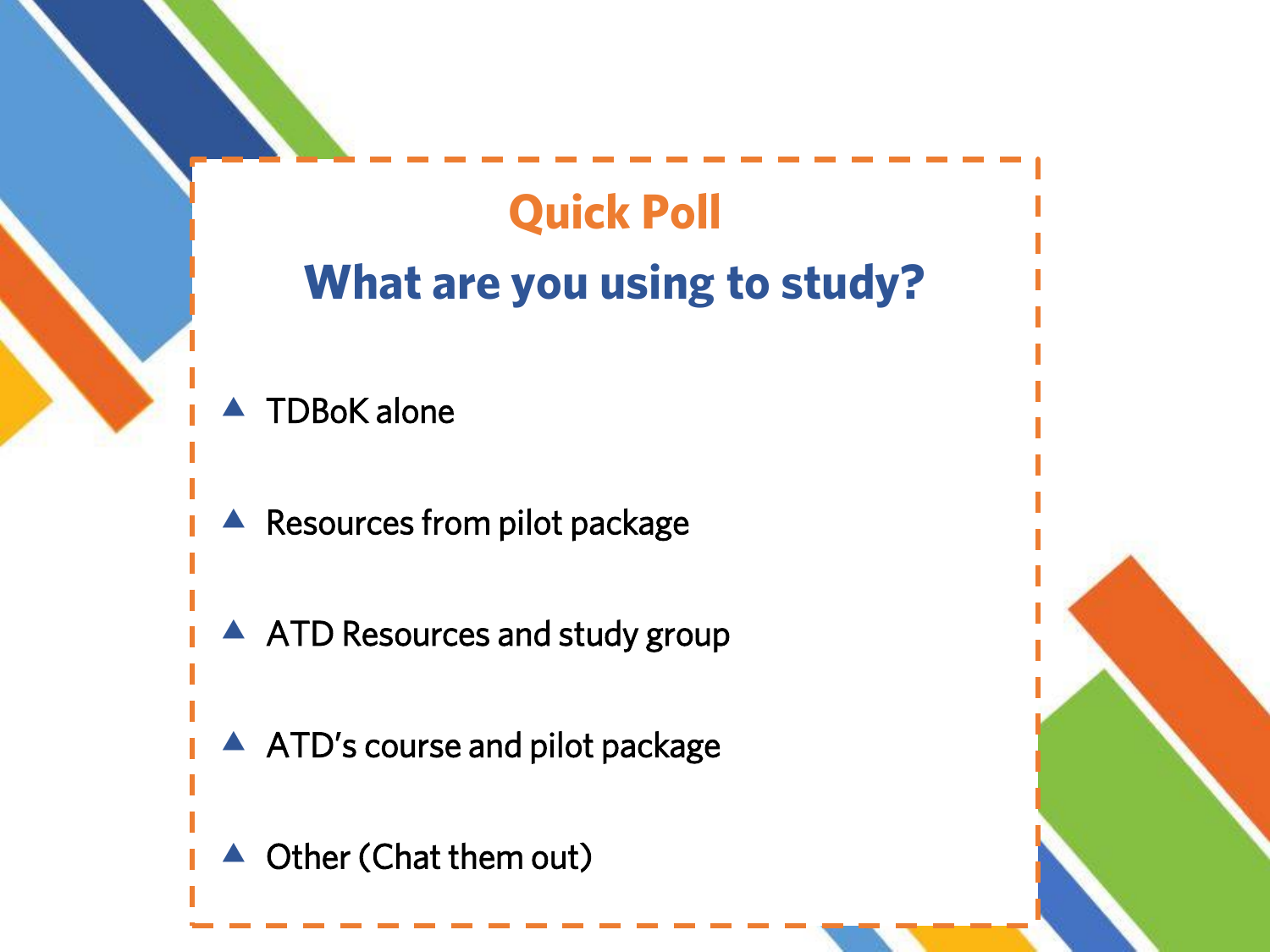# Quick Poll

## What are you using to study?

- TDBoK alone
- Resources from pilot package
- ATD Resources and study group
- ATD's course and pilot package
- Other (Chat them out)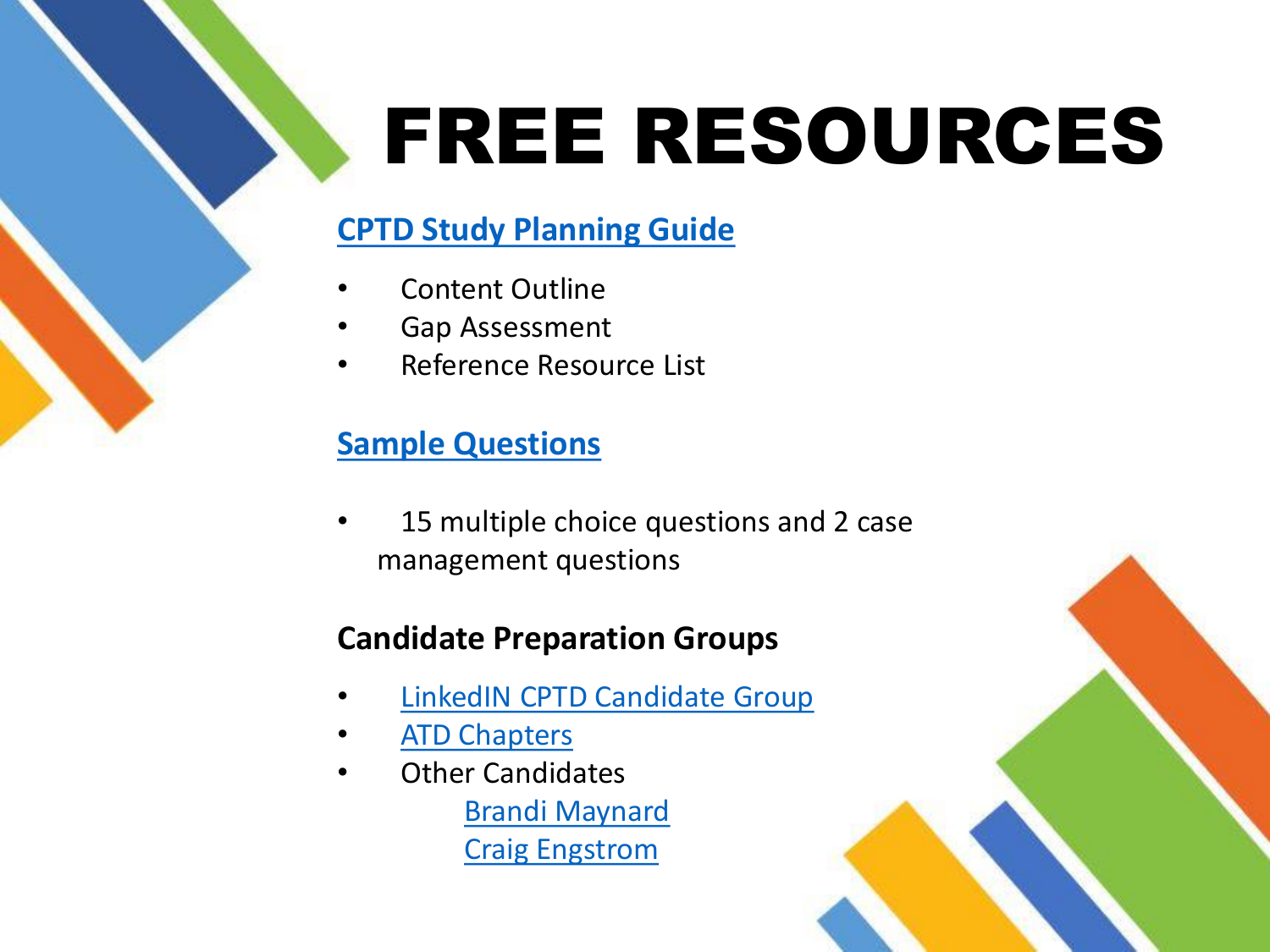# FREE RESOURCES

## CPTD Study Planning Guide

- Content Outline
- Gap Assessment
- Reference Resource List

## Sample Questions

- 15 multiple choice questions and 2 case management questions

## Candidate Preparation Groups

- LinkedIN CPTD Candidate Group
- ATD Chapters
- Other Candidates
  - Brandi Maynard
  - Craig Engstrom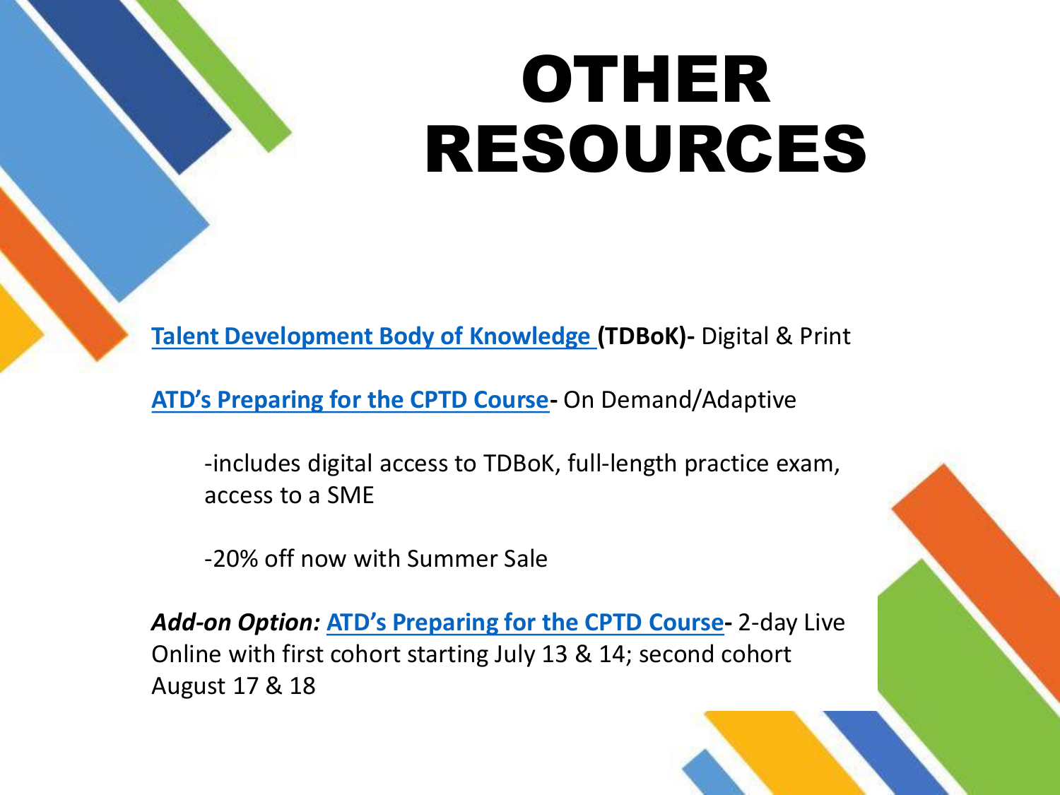# OTHER RESOURCES

**Talent Development Body of Knowledge (TDBoK)-** Digital & Print

**ATD's Preparing for the CPTD Course-** On Demand/Adaptive

-includes digital access to TDBoK, full-length practice exam, access to a SME

-20% off now with Summer Sale

***Add-on Option:*** **ATD's Preparing for the CPTD Course-** 2-day Live Online with first cohort starting July 13 & 14; second cohort August 17 & 18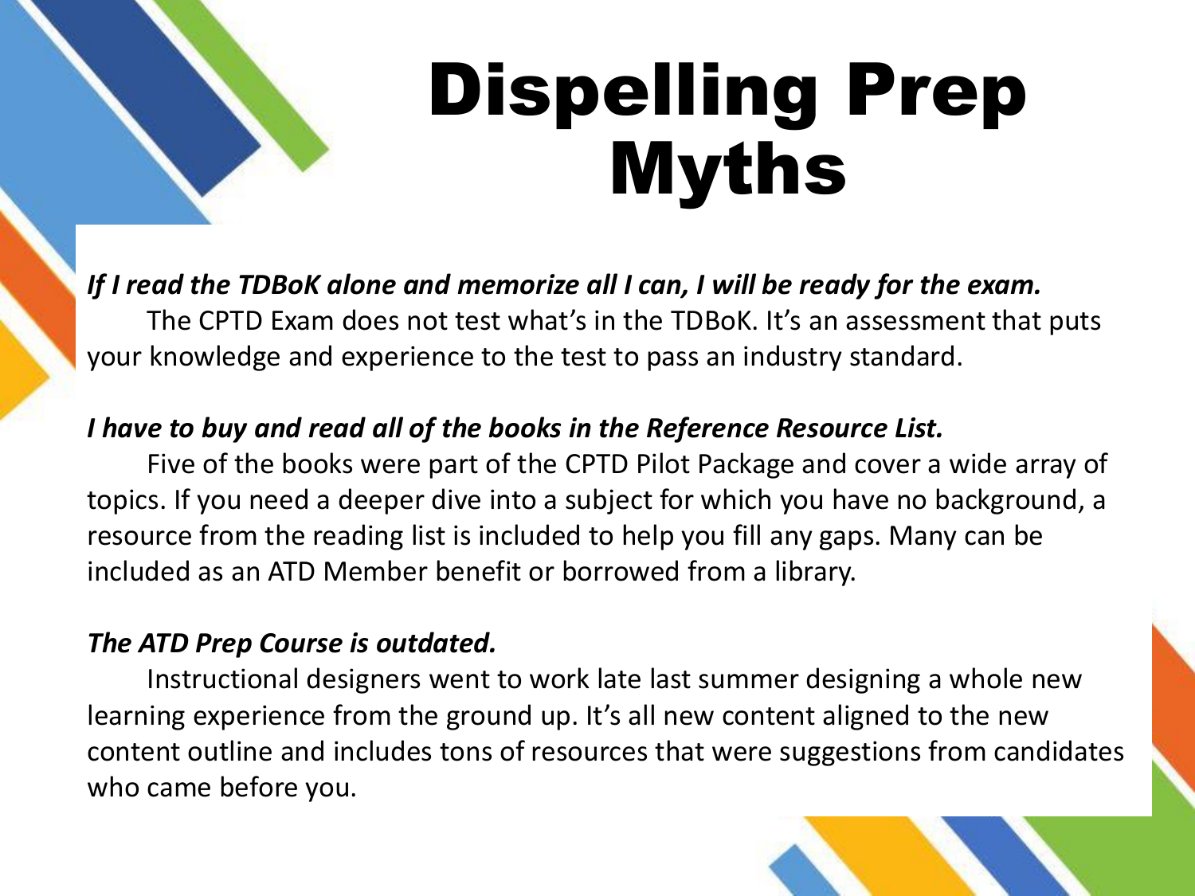# Dispelling Prep Myths

***If I read the TDBoK alone and memorize all I can, I will be ready for the exam.***

The CPTD Exam does not test what's in the TDBoK. It's an assessment that puts your knowledge and experience to the test to pass an industry standard.

***I have to buy and read all of the books in the Reference Resource List.***

Five of the books were part of the CPTD Pilot Package and cover a wide array of topics. If you need a deeper dive into a subject for which you have no background, a resource from the reading list is included to help you fill any gaps. Many can be included as an ATD Member benefit or borrowed from a library.

***The ATD Prep Course is outdated.***

Instructional designers went to work late last summer designing a whole new learning experience from the ground up. It's all new content aligned to the new content outline and includes tons of resources that were suggestions from candidates who came before you.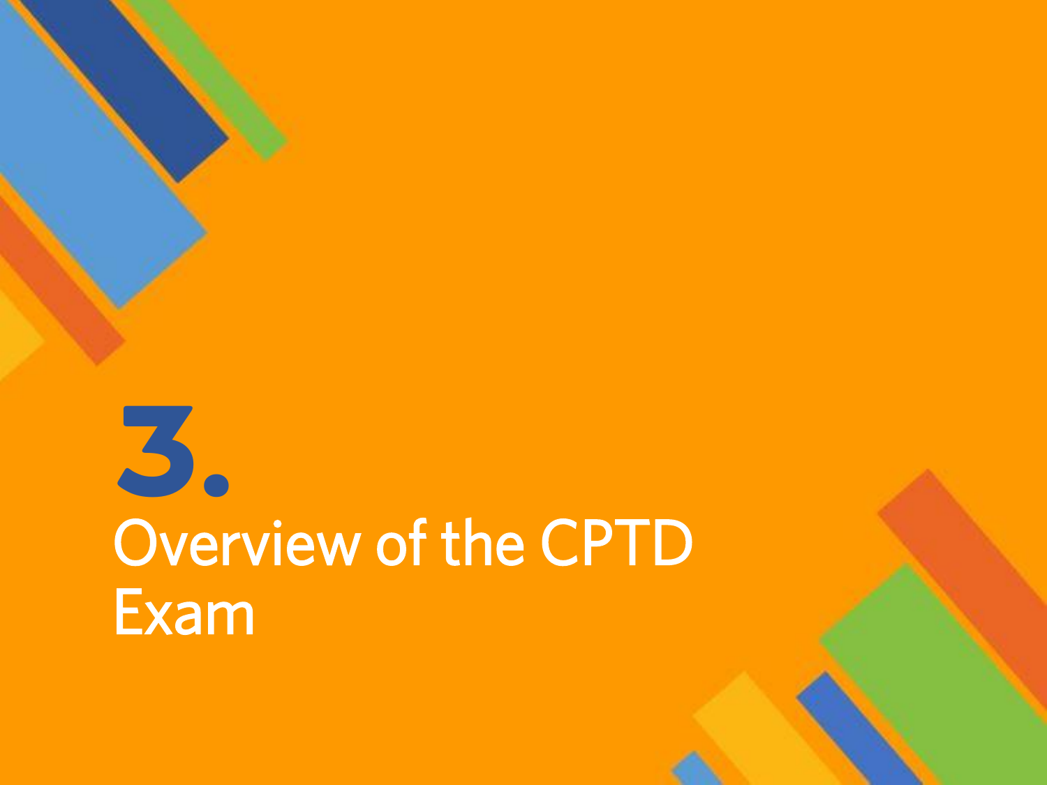# 3.

# Overview of the CPTD Exam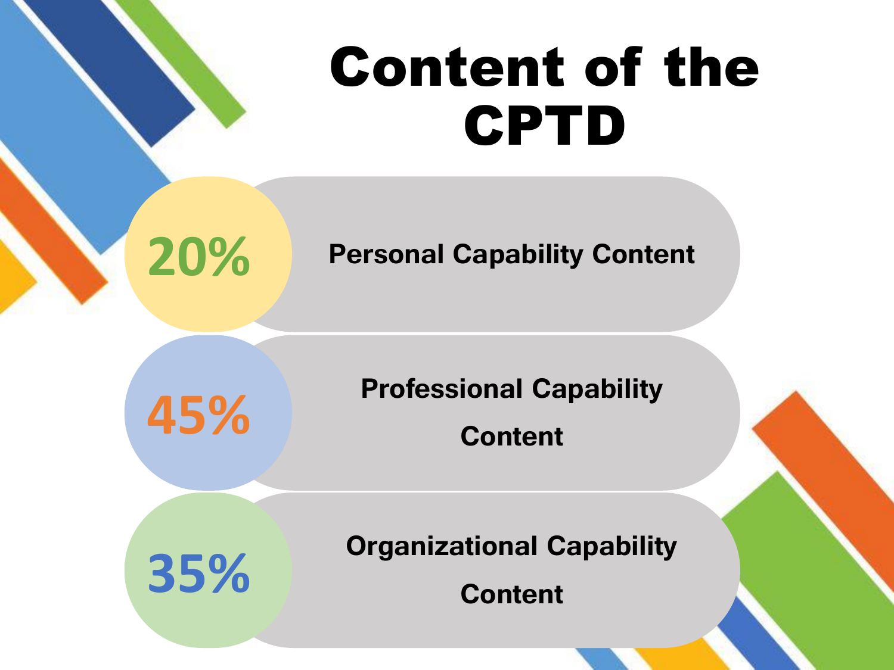# Content of the CPTD

- **20%** Personal Capability Content
- **45%** Professional Capability Content
- **35%** Organizational Capability Content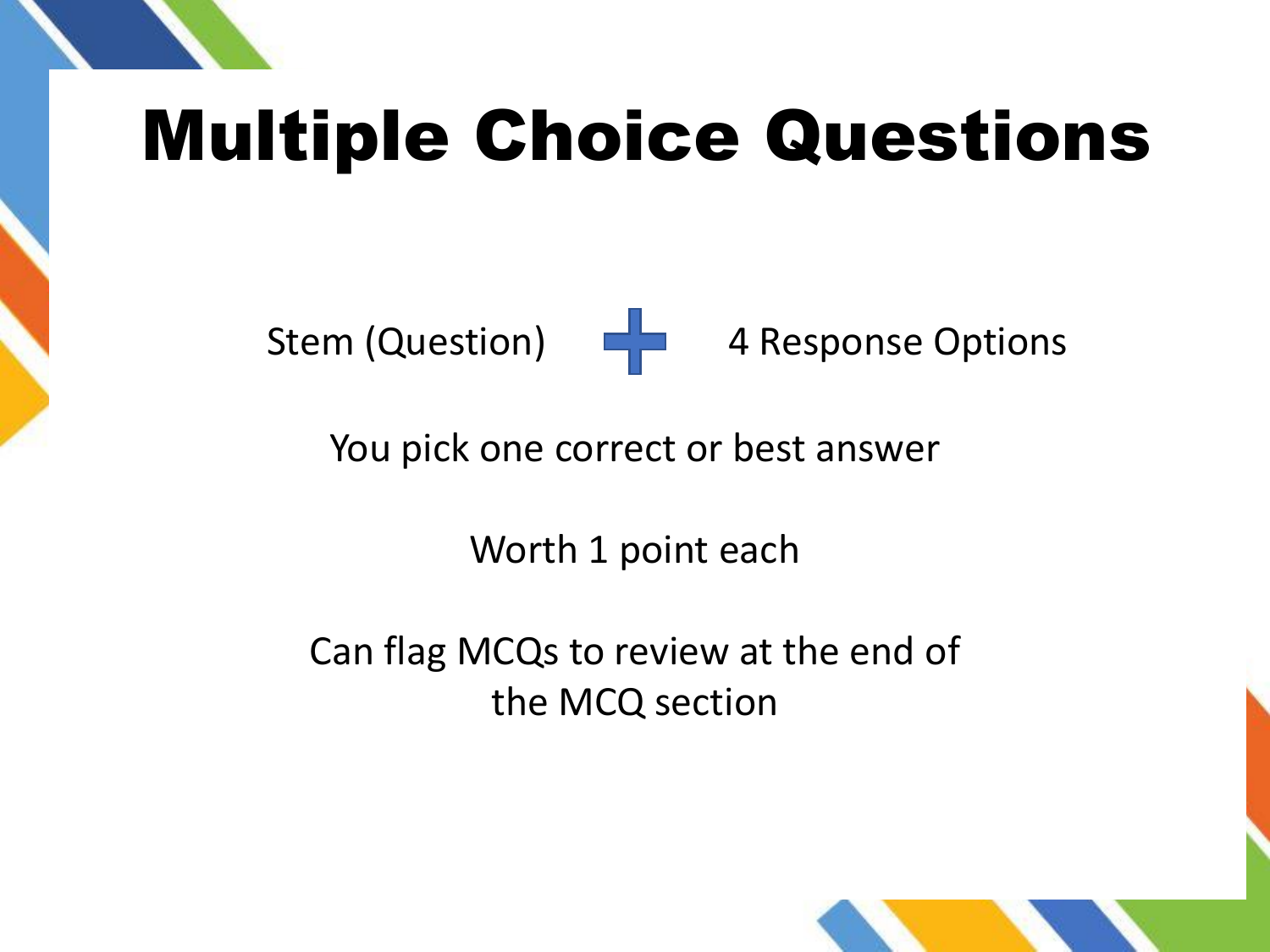# Multiple Choice Questions

Stem (Question) + 4 Response Options

You pick one correct or best answer

Worth 1 point each

Can flag MCQs to review at the end of the MCQ section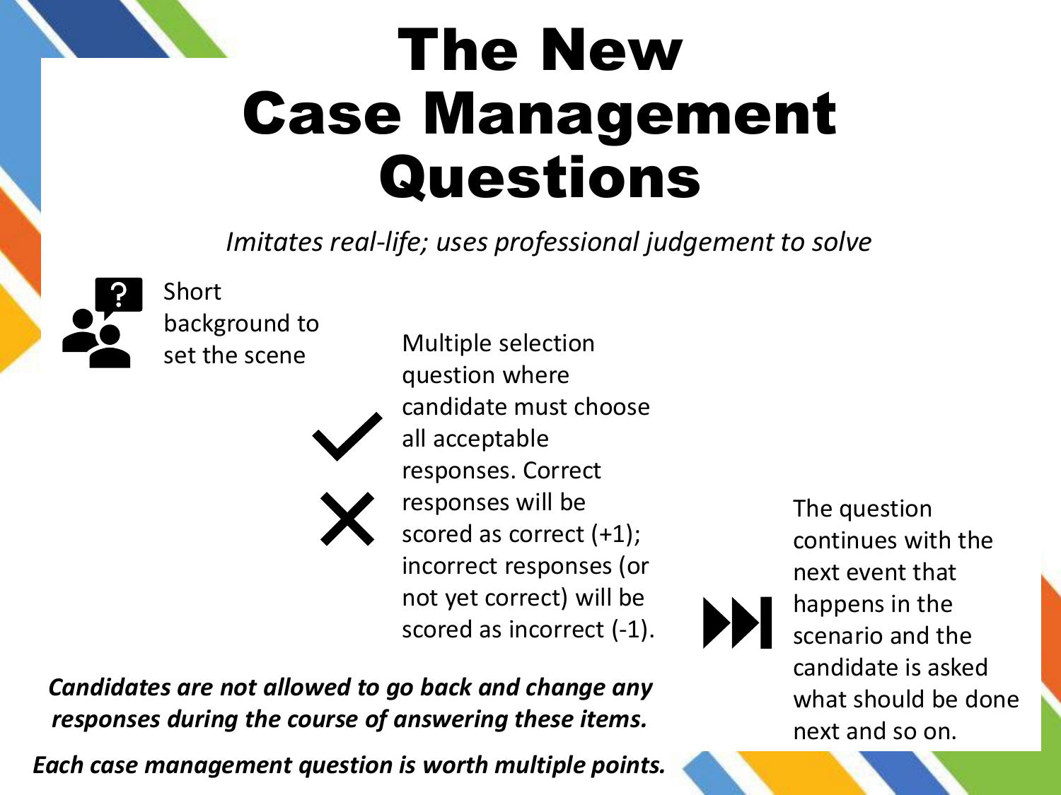# The New Case Management Questions

*Imitates real-life; uses professional judgement to solve*

Short background to set the scene

Multiple selection question where candidate must choose all acceptable responses. Correct responses will be scored as correct (+1); incorrect responses (or not yet correct) will be scored as incorrect (-1).

The question continues with the next event that happens in the scenario and the candidate is asked what should be done next and so on.

***Candidates are not allowed to go back and change any responses during the course of answering these items.***

***Each case management question is worth multiple points.***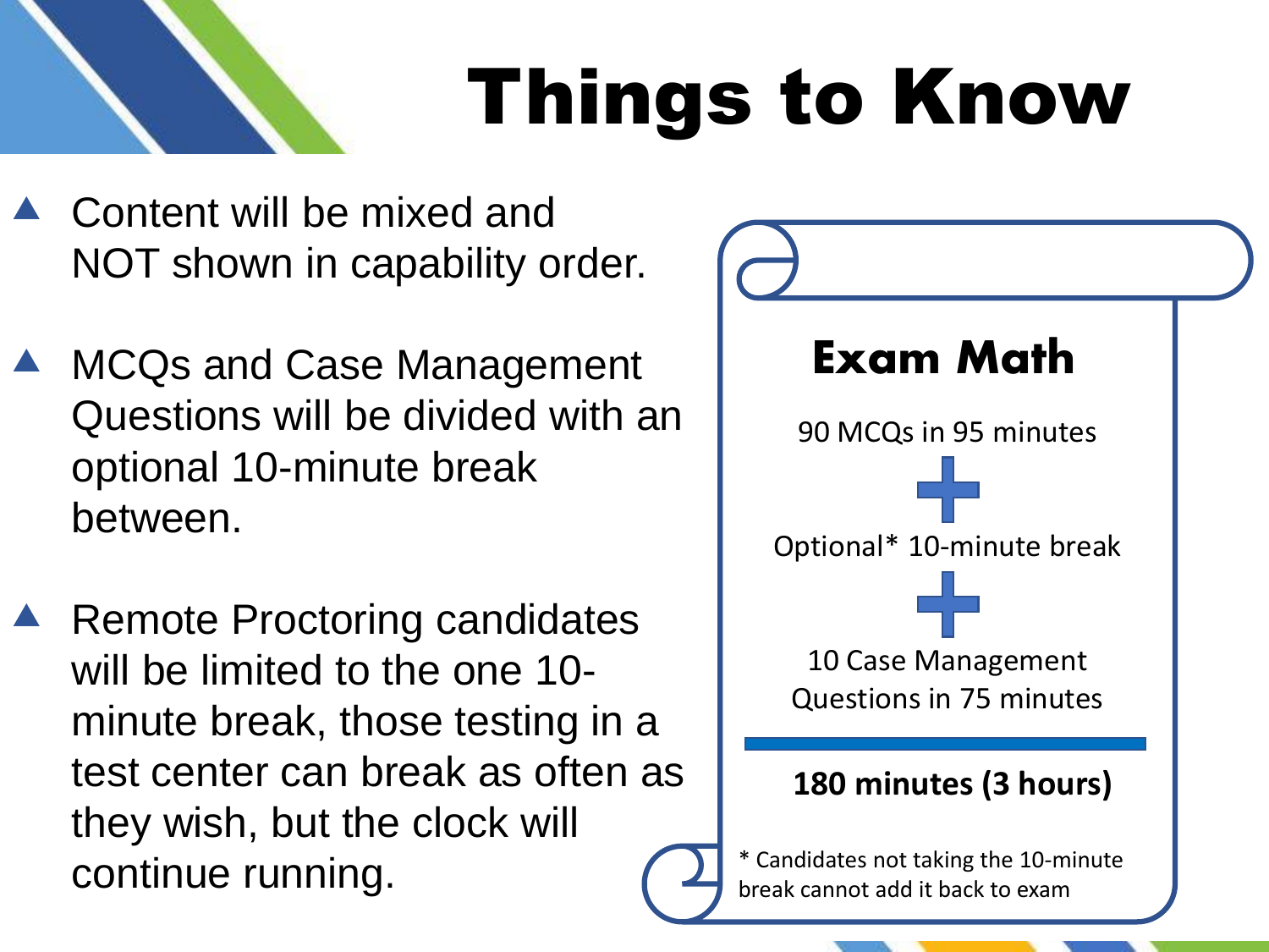# Things to Know

- Content will be mixed and NOT shown in capability order.
- MCQs and Case Management Questions will be divided with an optional 10-minute break between.
- Remote Proctoring candidates will be limited to the one 10-minute break, those testing in a test center can break as often as they wish, but the clock will continue running.

## Exam Math

90 MCQs in 95 minutes

+

Optional* 10-minute break

+

10 Case Management Questions in 75 minutes

---

**180 minutes (3 hours)**

* Candidates not taking the 10-minute break cannot add it back to exam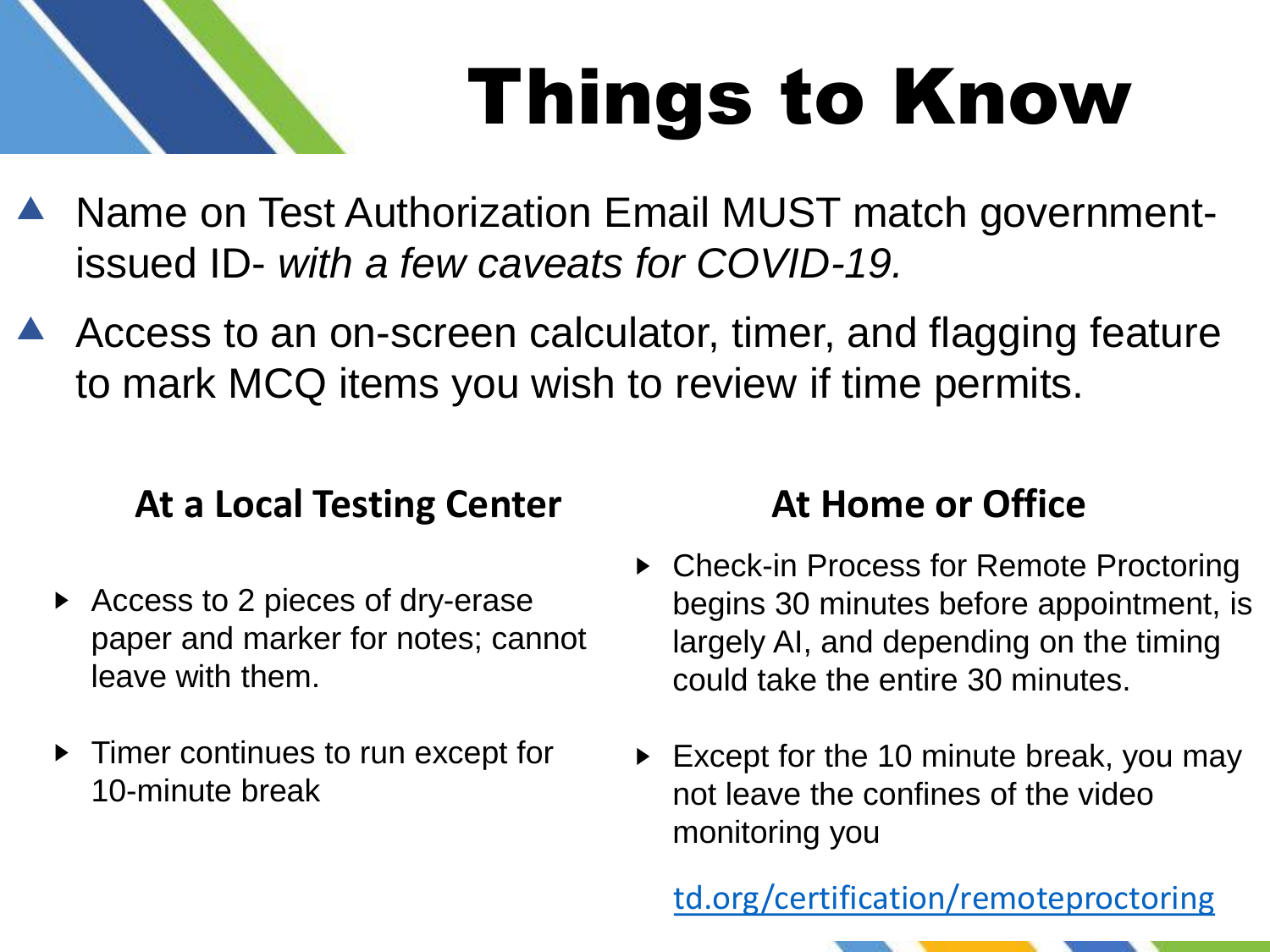# Things to Know

- Name on Test Authorization Email MUST match government-issued ID- *with a few caveats for COVID-19.*
- Access to an on-screen calculator, timer, and flagging feature to mark MCQ items you wish to review if time permits.

## At a Local Testing Center

- Access to 2 pieces of dry-erase paper and marker for notes; cannot leave with them.
- Timer continues to run except for 10-minute break

## At Home or Office

- Check-in Process for Remote Proctoring begins 30 minutes before appointment, is largely AI, and depending on the timing could take the entire 30 minutes.
- Except for the 10 minute break, you may not leave the confines of the video monitoring you

td.org/certification/remoteproctoring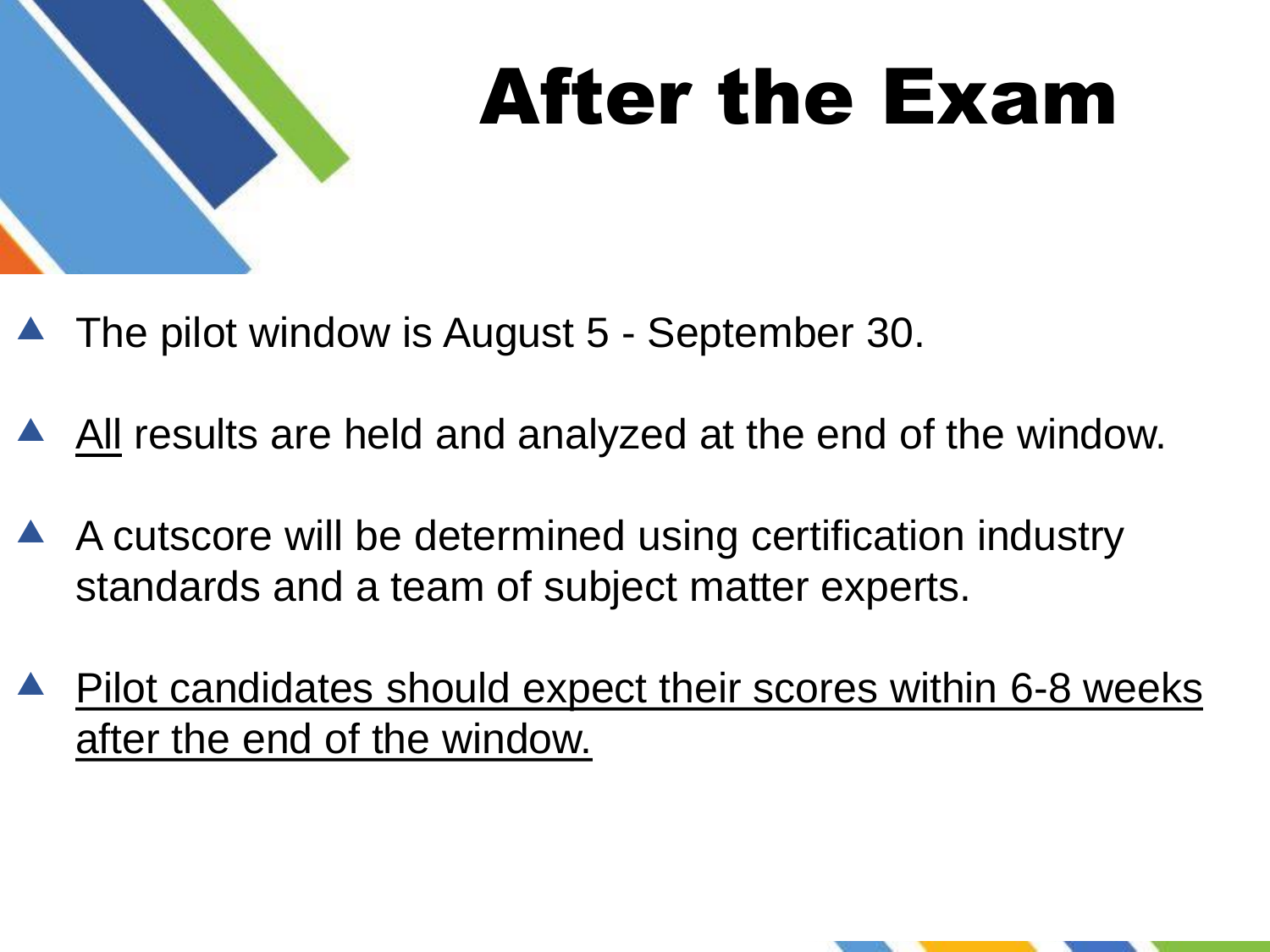# After the Exam

- The pilot window is August 5 - September 30.
- <u>All</u> results are held and analyzed at the end of the window.
- A cutscore will be determined using certification industry standards and a team of subject matter experts.
- <u>Pilot candidates should expect their scores within 6-8 weeks after the end of the window.</u>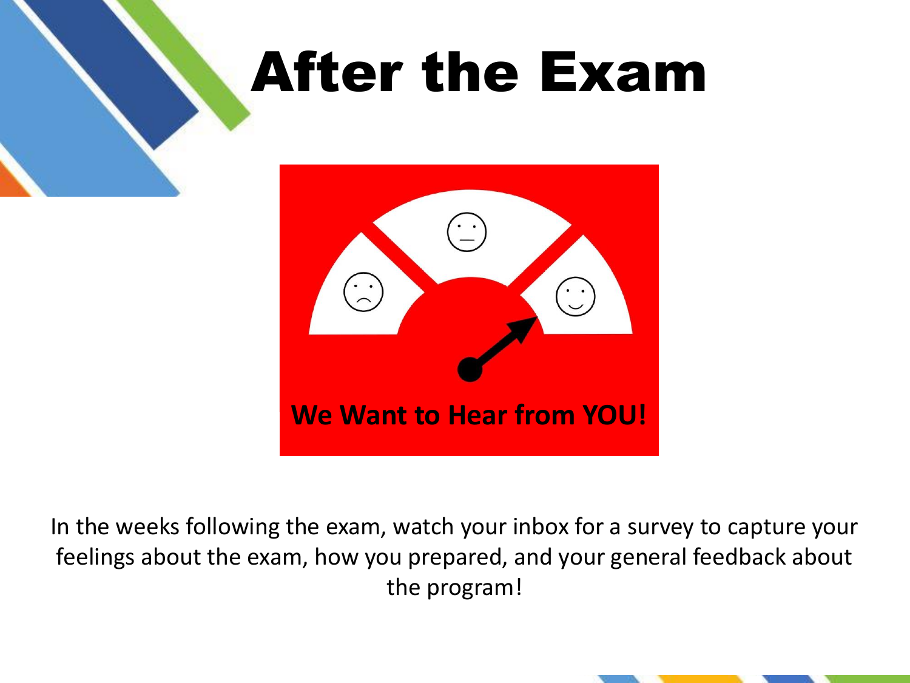# After the Exam

We Want to Hear from YOU!

In the weeks following the exam, watch your inbox for a survey to capture your feelings about the exam, how you prepared, and your general feedback about the program!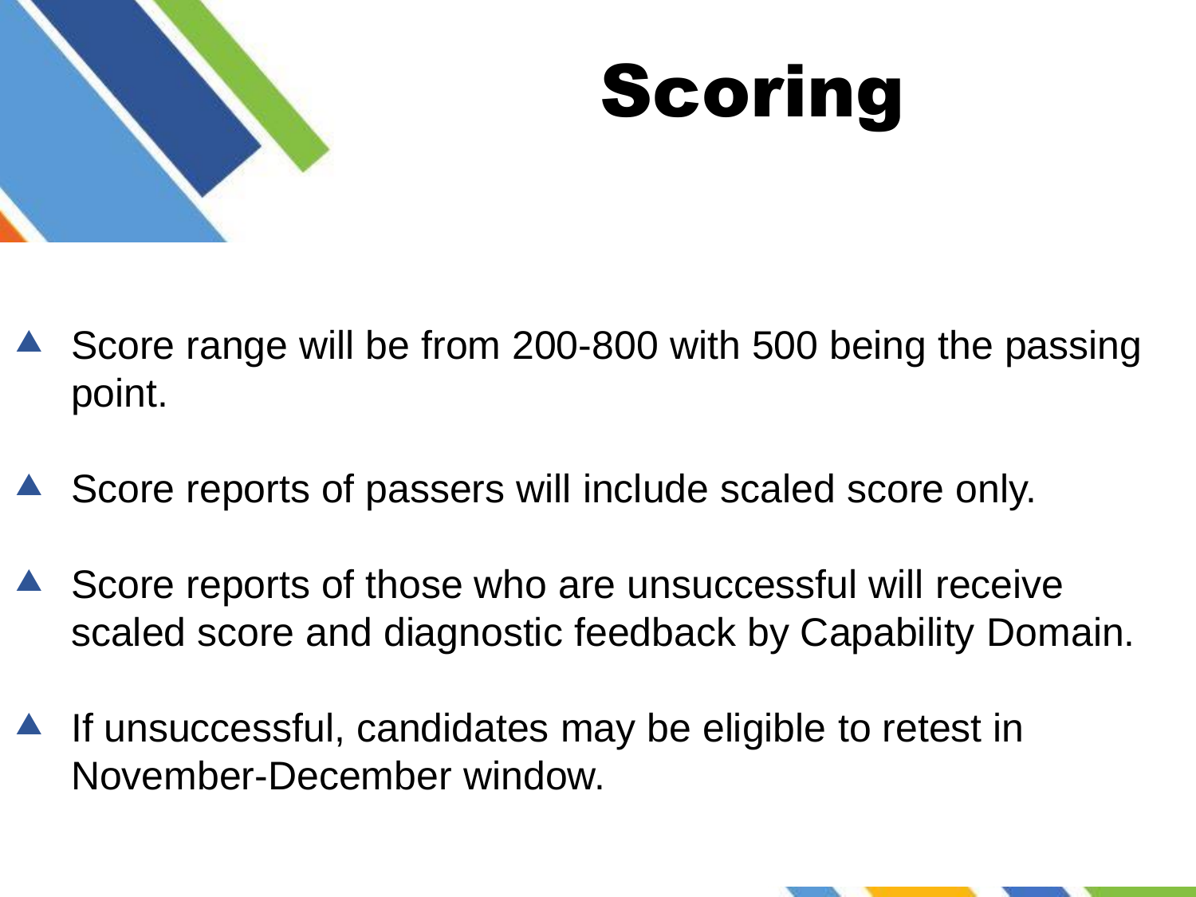# Scoring

- Score range will be from 200-800 with 500 being the passing point.
- Score reports of passers will include scaled score only.
- Score reports of those who are unsuccessful will receive scaled score and diagnostic feedback by Capability Domain.
- If unsuccessful, candidates may be eligible to retest in November-December window.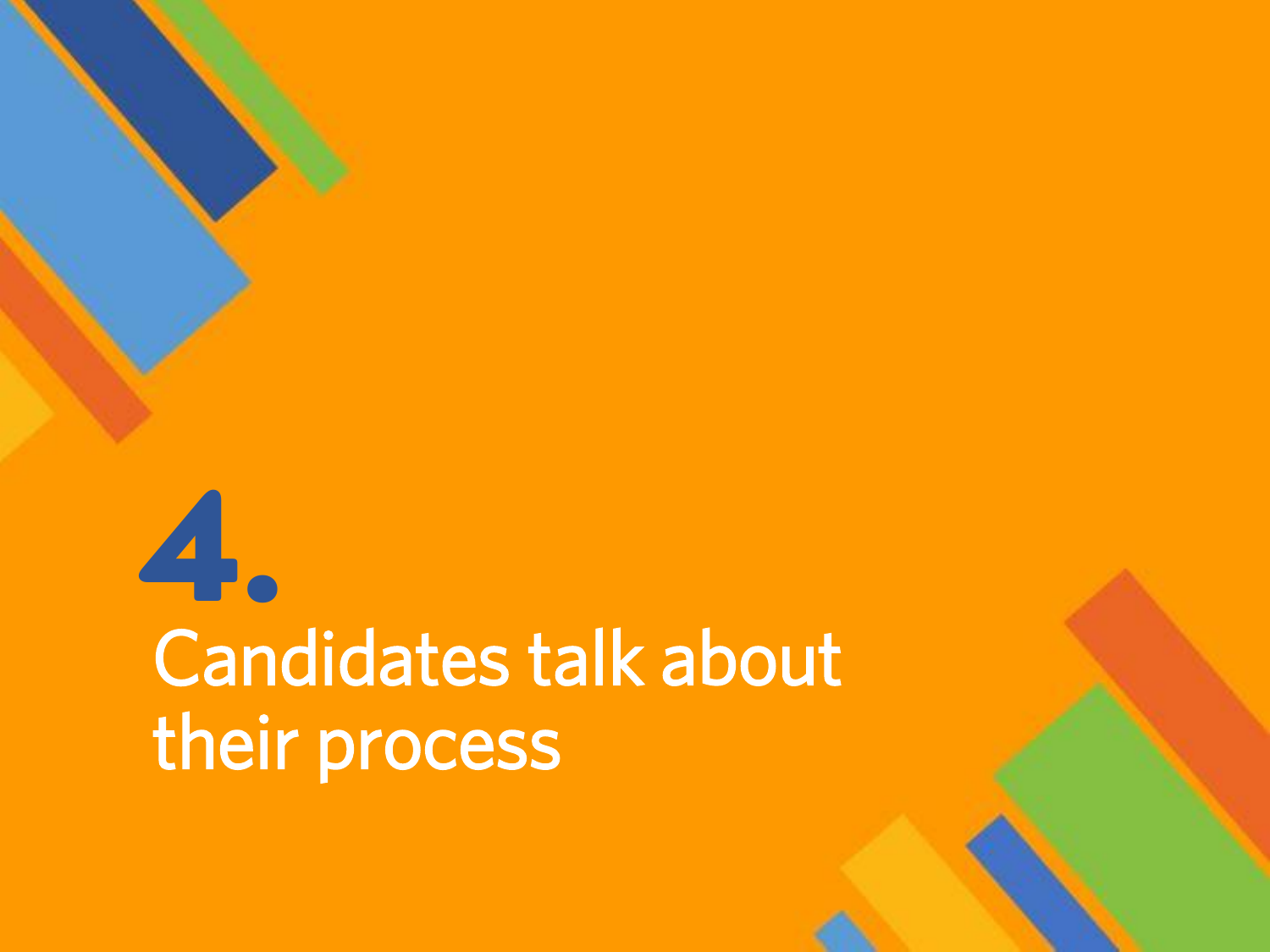# 4.

## Candidates talk about their process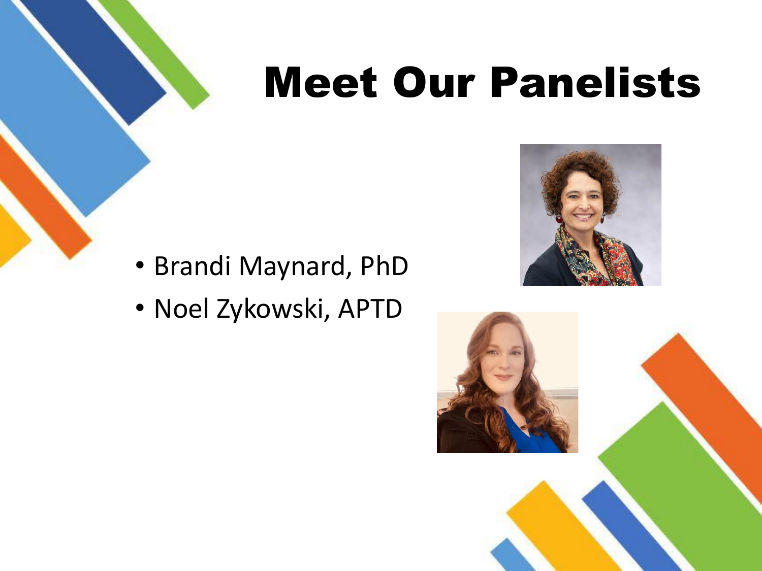# Meet Our Panelists

- Brandi Maynard, PhD
- Noel Zykowski, APTD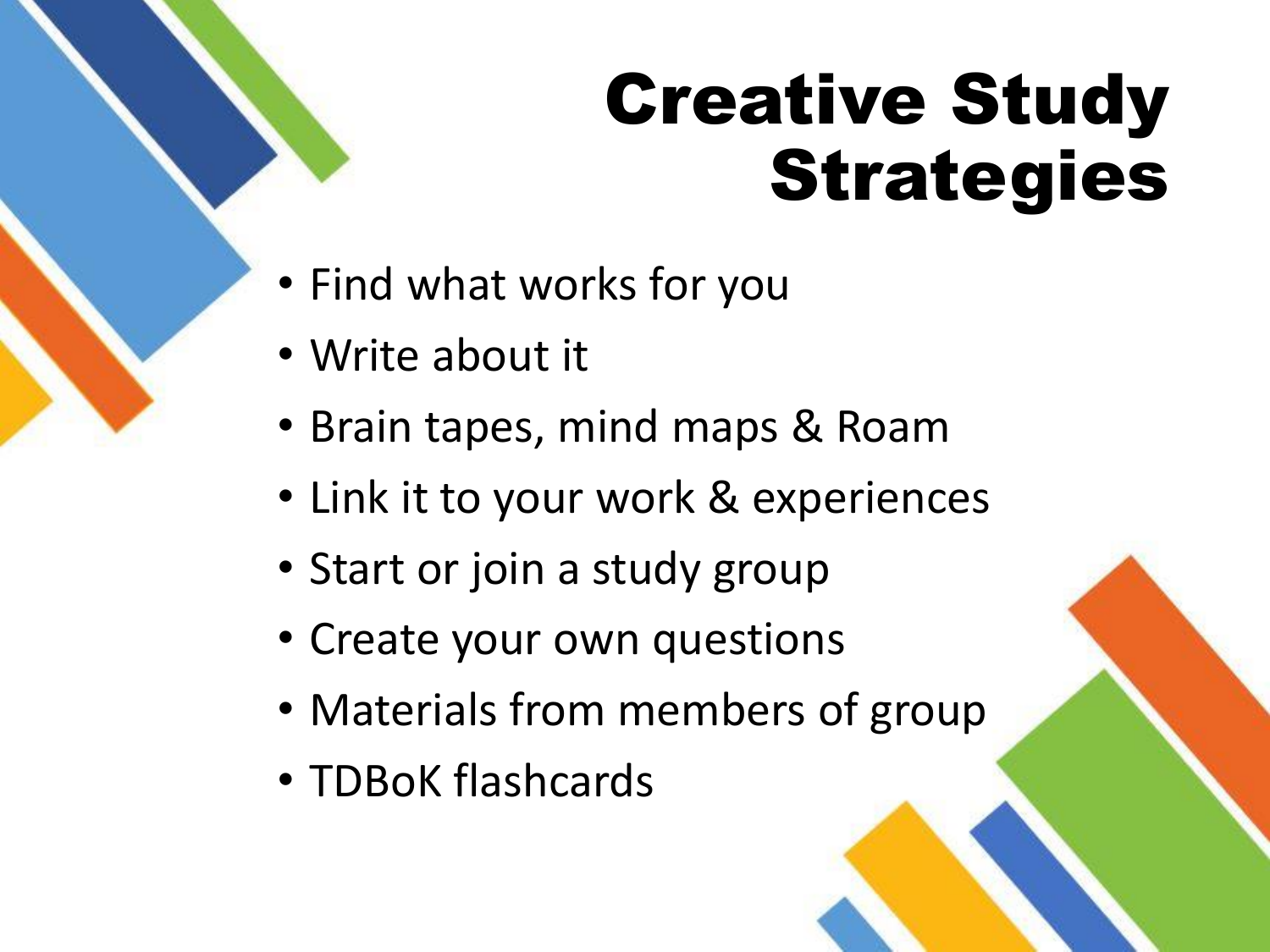# Creative Study Strategies

- Find what works for you
- Write about it
- Brain tapes, mind maps & Roam
- Link it to your work & experiences
- Start or join a study group
- Create your own questions
- Materials from members of group
- TDBoK flashcards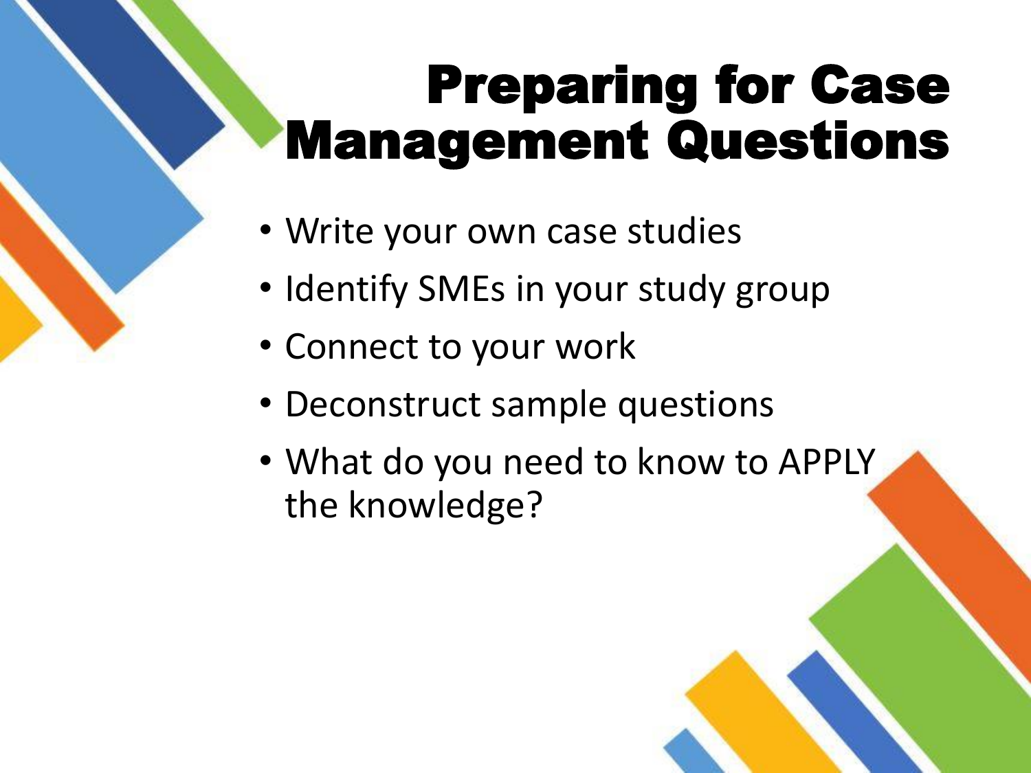# Preparing for Case Management Questions

- Write your own case studies
- Identify SMEs in your study group
- Connect to your work
- Deconstruct sample questions
- What do you need to know to APPLY the knowledge?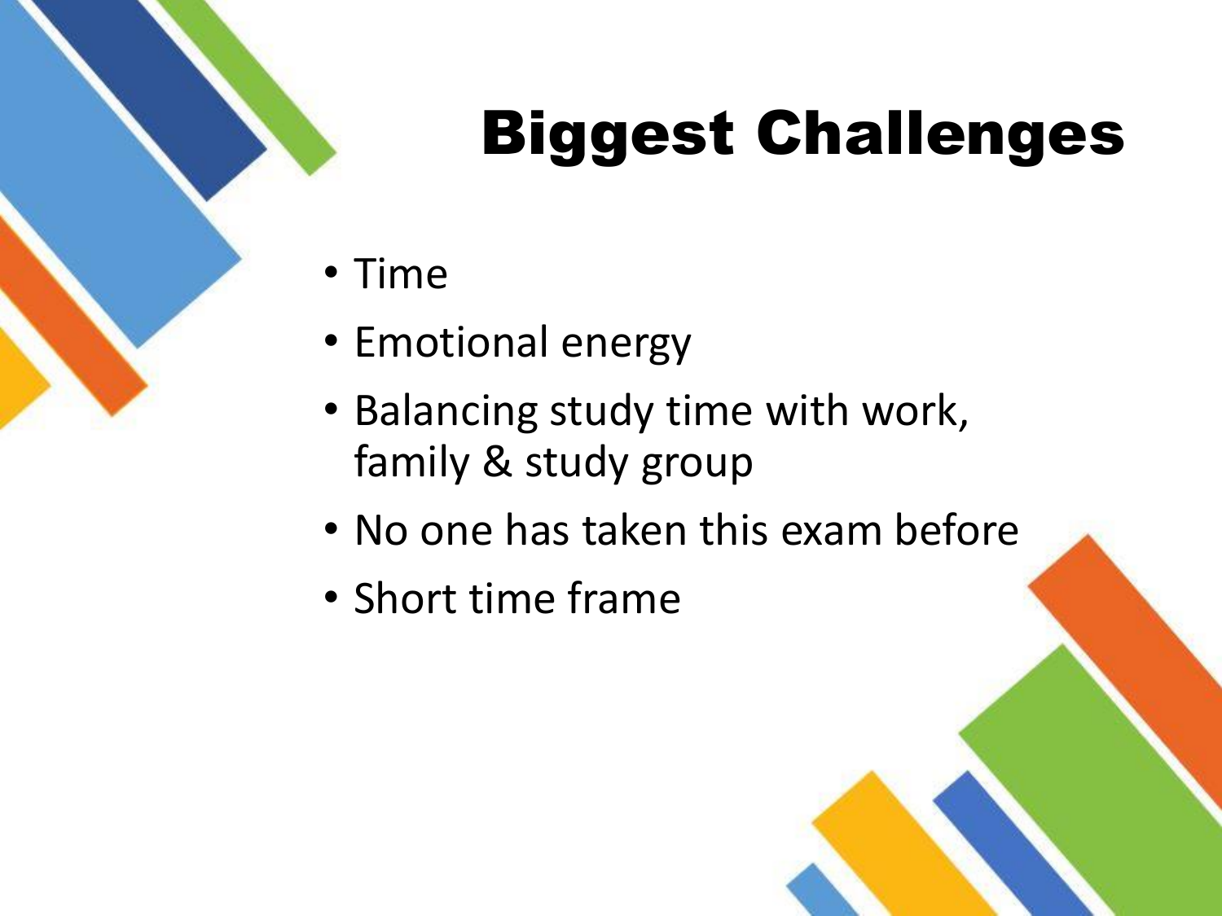# Biggest Challenges

- Time
- Emotional energy
- Balancing study time with work, family & study group
- No one has taken this exam before
- Short time frame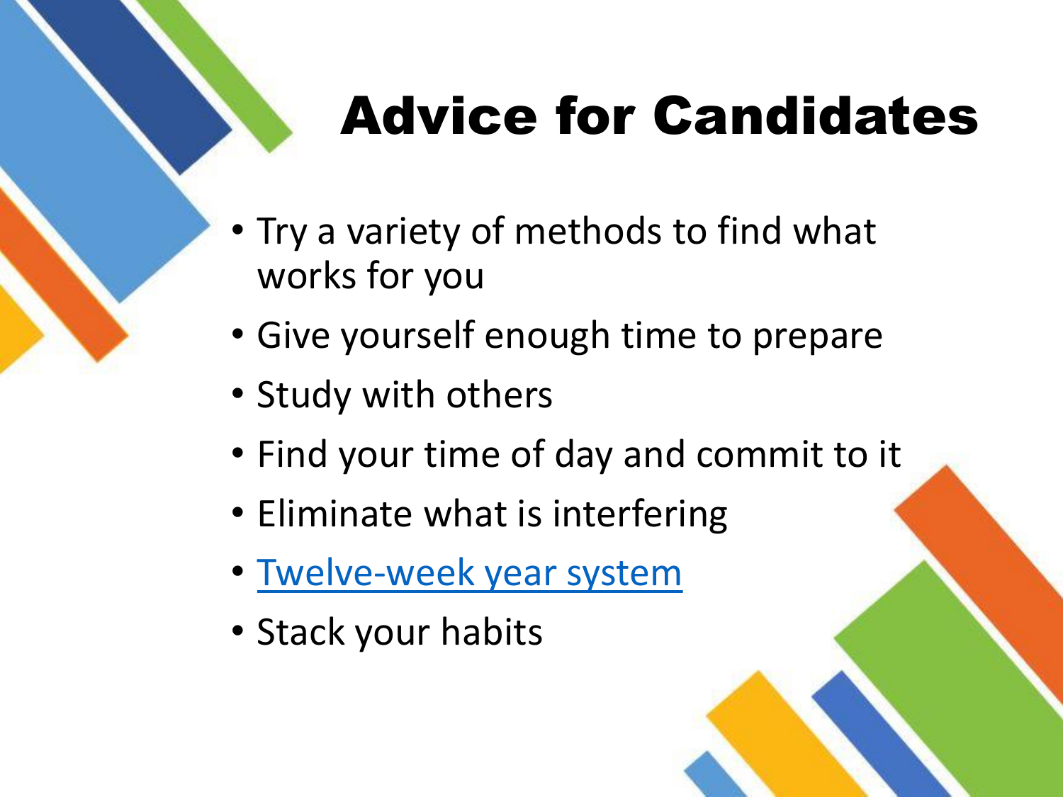# Advice for Candidates

- Try a variety of methods to find what works for you
- Give yourself enough time to prepare
- Study with others
- Find your time of day and commit to it
- Eliminate what is interfering
- Twelve-week year system
- Stack your habits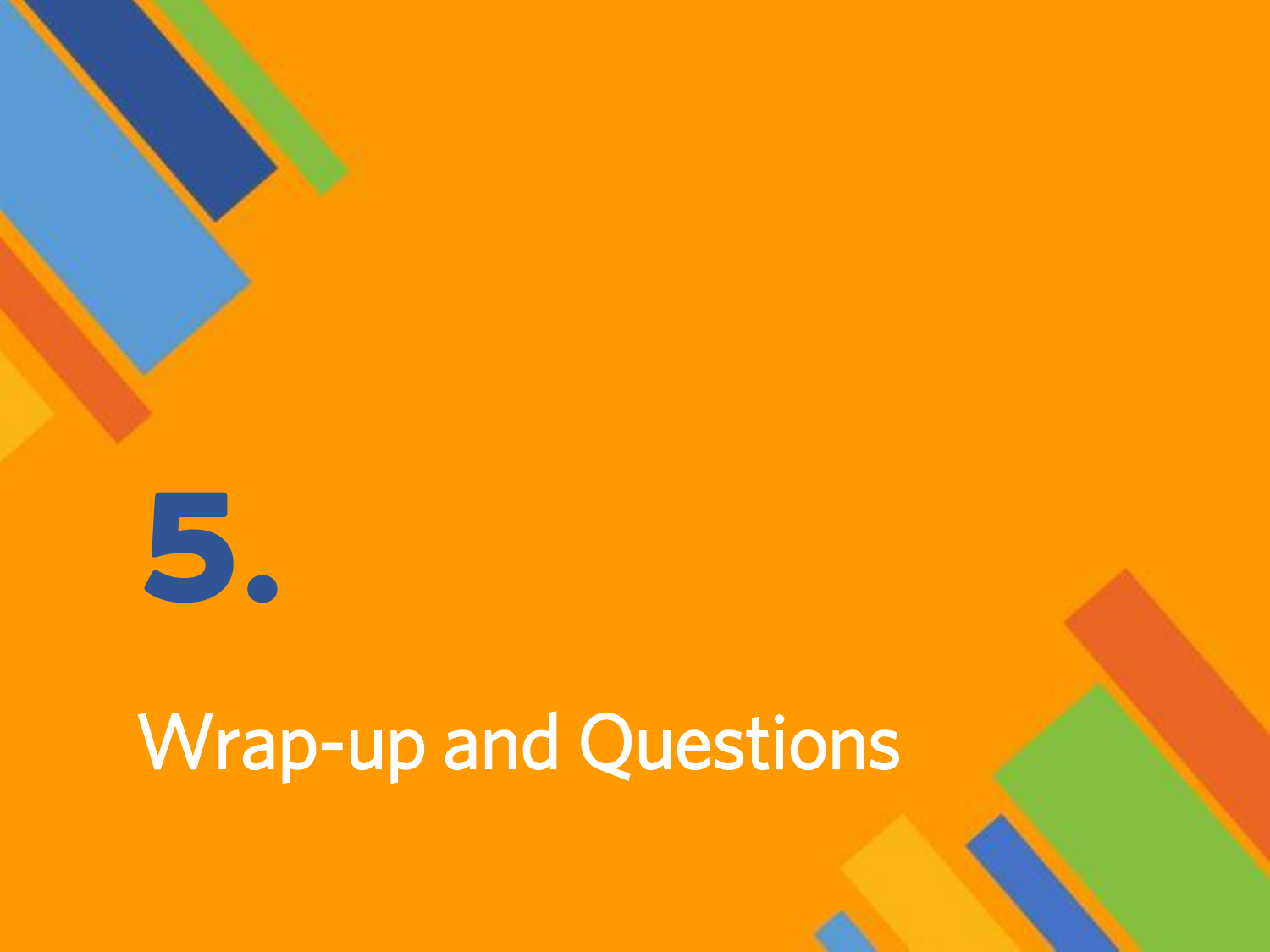# 5.

## Wrap-up and Questions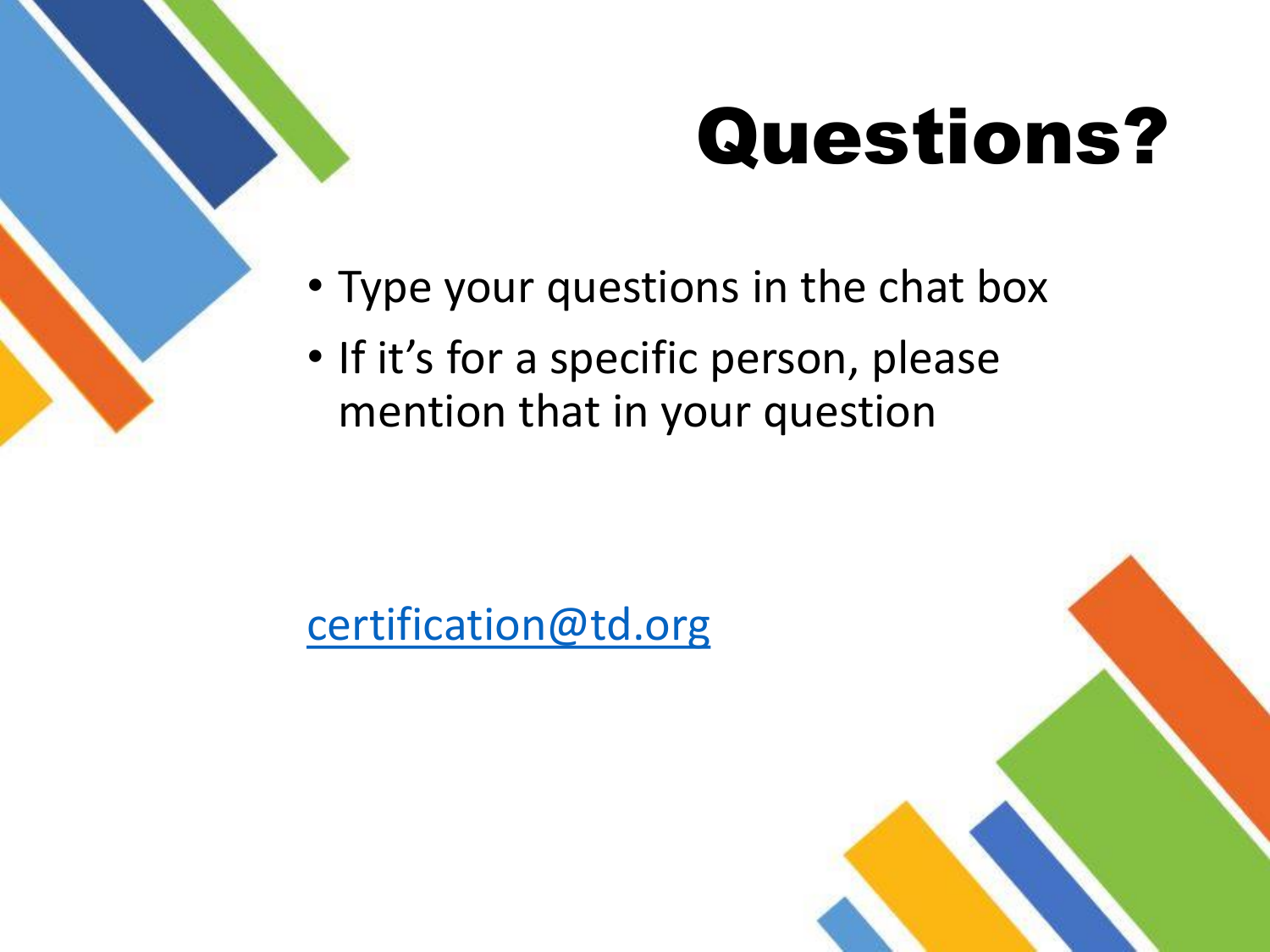# Questions?

- Type your questions in the chat box
- If it's for a specific person, please mention that in your question

certification@td.org